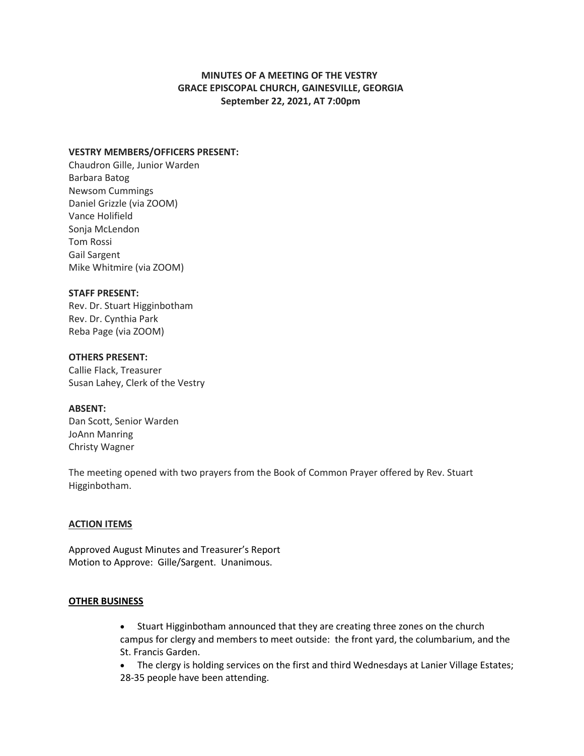# MINUTES OF A MEETING OF THE VESTRY
# GRACE EPISCOPAL CHURCH, GAINESVILLE, GEORGIA
# September 22, 2021, AT 7:00pm

**VESTRY MEMBERS/OFFICERS PRESENT:**
Chaudron Gille, Junior Warden
Barbara Batog
Newsom Cummings
Daniel Grizzle (via ZOOM)
Vance Holifield
Sonja McLendon
Tom Rossi
Gail Sargent
Mike Whitmire (via ZOOM)

**STAFF PRESENT:**
Rev. Dr. Stuart Higginbotham
Rev. Dr. Cynthia Park
Reba Page (via ZOOM)

**OTHERS PRESENT:**
Callie Flack, Treasurer
Susan Lahey, Clerk of the Vestry

**ABSENT:**
Dan Scott, Senior Warden
JoAnn Manring
Christy Wagner

The meeting opened with two prayers from the Book of Common Prayer offered by Rev. Stuart Higginbotham.

## ACTION ITEMS

Approved August Minutes and Treasurer's Report
Motion to Approve: Gille/Sargent. Unanimous.

## OTHER BUSINESS

- Stuart Higginbotham announced that they are creating three zones on the church campus for clergy and members to meet outside: the front yard, the columbarium, and the St. Francis Garden.
- The clergy is holding services on the first and third Wednesdays at Lanier Village Estates; 28-35 people have been attending.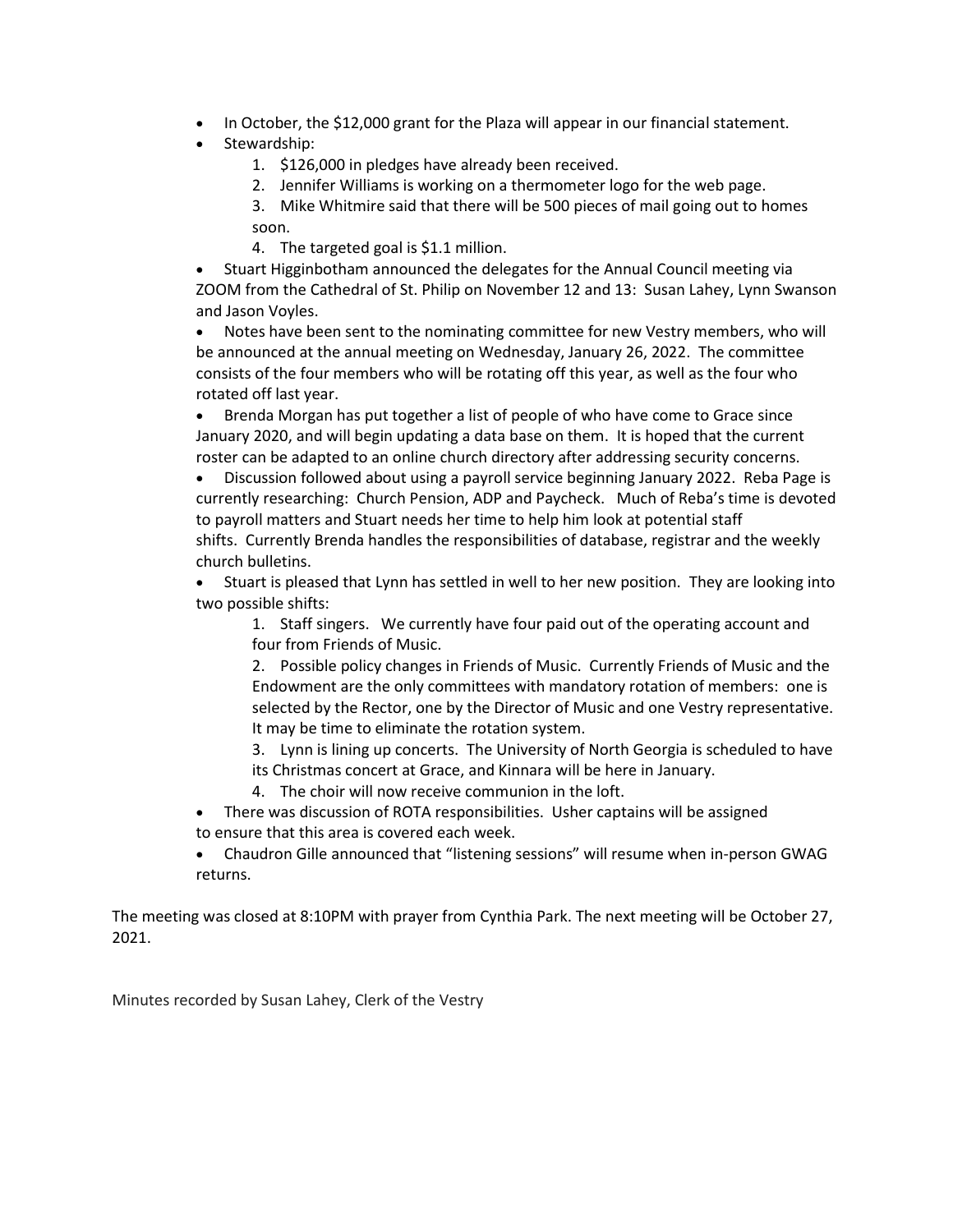- In October, the $12,000 grant for the Plaza will appear in our financial statement.
- Stewardship:
    1. $126,000 in pledges have already been received.
    2. Jennifer Williams is working on a thermometer logo for the web page.
    3. Mike Whitmire said that there will be 500 pieces of mail going out to homes soon.
    4. The targeted goal is $1.1 million.
- Stuart Higginbotham announced the delegates for the Annual Council meeting via ZOOM from the Cathedral of St. Philip on November 12 and 13: Susan Lahey, Lynn Swanson and Jason Voyles.
- Notes have been sent to the nominating committee for new Vestry members, who will be announced at the annual meeting on Wednesday, January 26, 2022. The committee consists of the four members who will be rotating off this year, as well as the four who rotated off last year.
- Brenda Morgan has put together a list of people of who have come to Grace since January 2020, and will begin updating a data base on them. It is hoped that the current roster can be adapted to an online church directory after addressing security concerns.
- Discussion followed about using a payroll service beginning January 2022. Reba Page is currently researching: Church Pension, ADP and Paycheck. Much of Reba's time is devoted to payroll matters and Stuart needs her time to help him look at potential staff shifts. Currently Brenda handles the responsibilities of database, registrar and the weekly church bulletins.
- Stuart is pleased that Lynn has settled in well to her new position. They are looking into two possible shifts:
    1. Staff singers. We currently have four paid out of the operating account and four from Friends of Music.
    2. Possible policy changes in Friends of Music. Currently Friends of Music and the Endowment are the only committees with mandatory rotation of members: one is selected by the Rector, one by the Director of Music and one Vestry representative. It may be time to eliminate the rotation system.
    3. Lynn is lining up concerts. The University of North Georgia is scheduled to have its Christmas concert at Grace, and Kinnara will be here in January.
    4. The choir will now receive communion in the loft.
- There was discussion of ROTA responsibilities. Usher captains will be assigned to ensure that this area is covered each week.
- Chaudron Gille announced that "listening sessions" will resume when in-person GWAG returns.

The meeting was closed at 8:10PM with prayer from Cynthia Park. The next meeting will be October 27, 2021.

Minutes recorded by Susan Lahey, Clerk of the Vestry